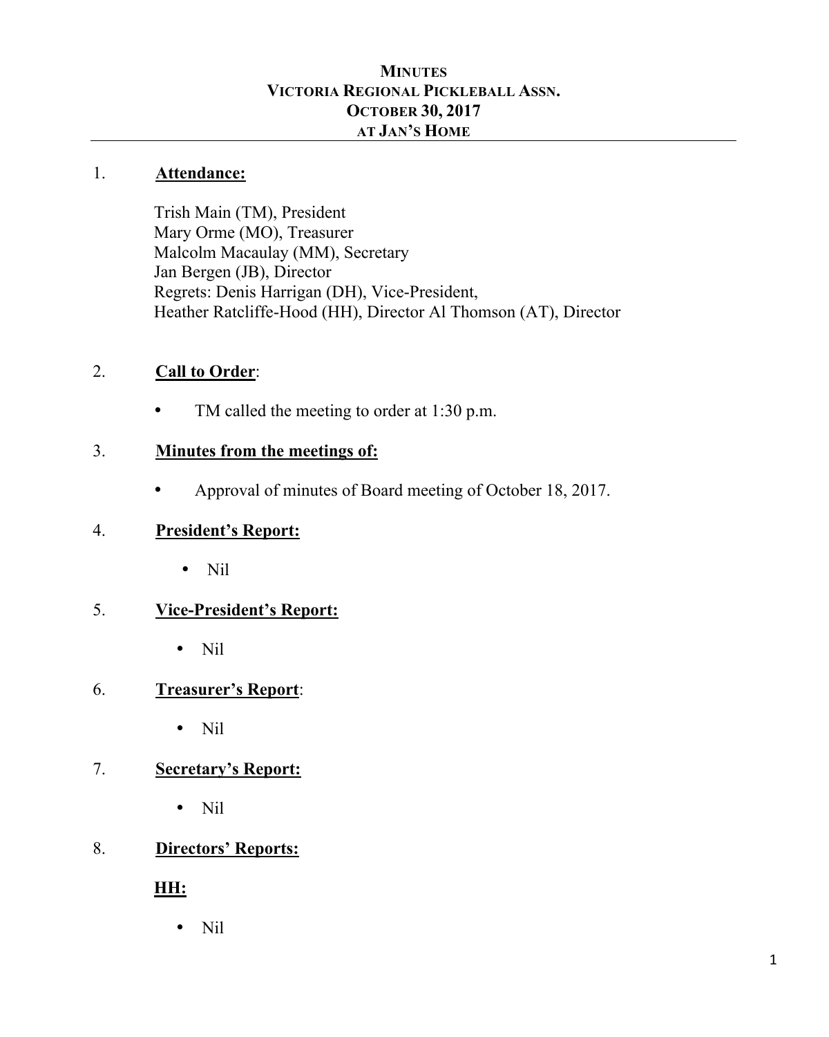**MINUTES**
**VICTORIA REGIONAL PICKLEBALL ASSN.**
**OCTOBER 30, 2017**
**AT JAN'S HOME**

---

1. **Attendance:**

   Trish Main (TM), President
   Mary Orme (MO), Treasurer
   Malcolm Macaulay (MM), Secretary
   Jan Bergen (JB), Director
   Regrets: Denis Harrigan (DH), Vice-President,
   Heather Ratcliffe-Hood (HH), Director Al Thomson (AT), Director

2. **Call to Order**:

   - TM called the meeting to order at 1:30 p.m.

3. **Minutes from the meetings of:**

   - Approval of minutes of Board meeting of October 18, 2017.

4. **President's Report:**

   - Nil

5. **Vice-President's Report:**

   - Nil

6. **Treasurer's Report**:

   - Nil

7. **Secretary's Report:**

   - Nil

8. **Directors' Reports:**

   **HH:**

   - Nil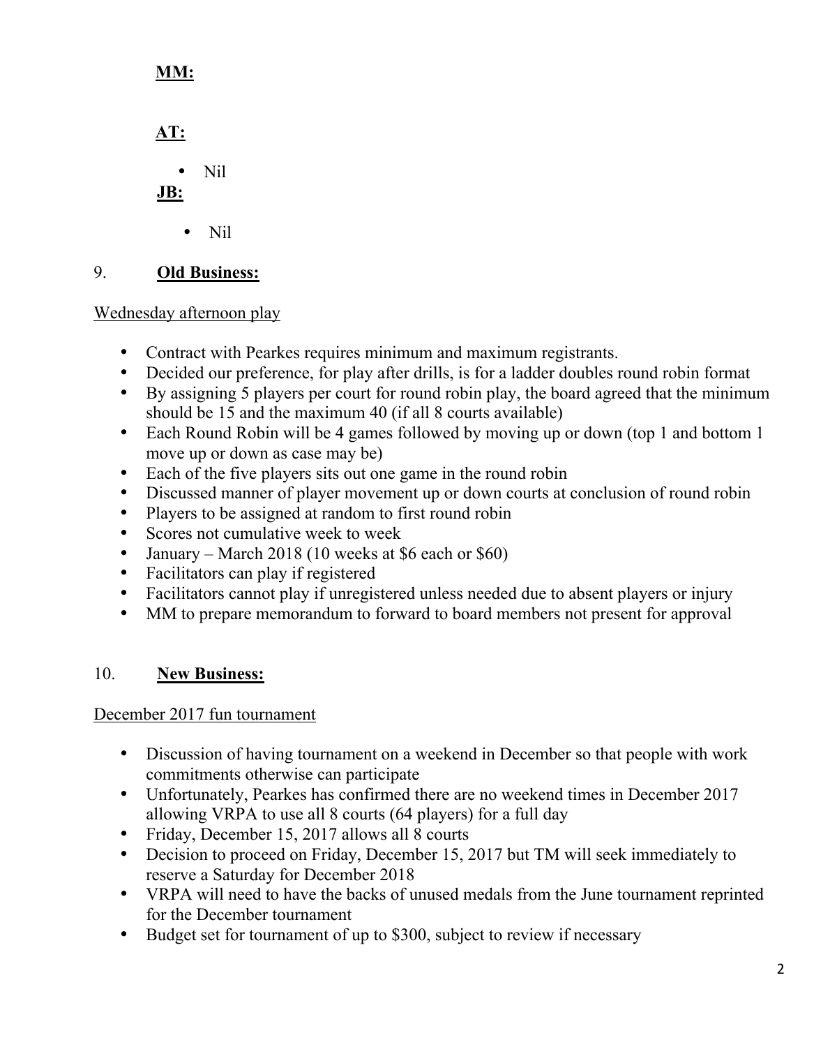**MM:**

**AT:**

- Nil

**JB:**

- Nil

9. **Old Business:**

Wednesday afternoon play

- Contract with Pearkes requires minimum and maximum registrants.
- Decided our preference, for play after drills, is for a ladder doubles round robin format
- By assigning 5 players per court for round robin play, the board agreed that the minimum should be 15 and the maximum 40 (if all 8 courts available)
- Each Round Robin will be 4 games followed by moving up or down (top 1 and bottom 1 move up or down as case may be)
- Each of the five players sits out one game in the round robin
- Discussed manner of player movement up or down courts at conclusion of round robin
- Players to be assigned at random to first round robin
- Scores not cumulative week to week
- January – March 2018 (10 weeks at $6 each or $60)
- Facilitators can play if registered
- Facilitators cannot play if unregistered unless needed due to absent players or injury
- MM to prepare memorandum to forward to board members not present for approval

10. **New Business:**

December 2017 fun tournament

- Discussion of having tournament on a weekend in December so that people with work commitments otherwise can participate
- Unfortunately, Pearkes has confirmed there are no weekend times in December 2017 allowing VRPA to use all 8 courts (64 players) for a full day
- Friday, December 15, 2017 allows all 8 courts
- Decision to proceed on Friday, December 15, 2017 but TM will seek immediately to reserve a Saturday for December 2018
- VRPA will need to have the backs of unused medals from the June tournament reprinted for the December tournament
- Budget set for tournament of up to $300, subject to review if necessary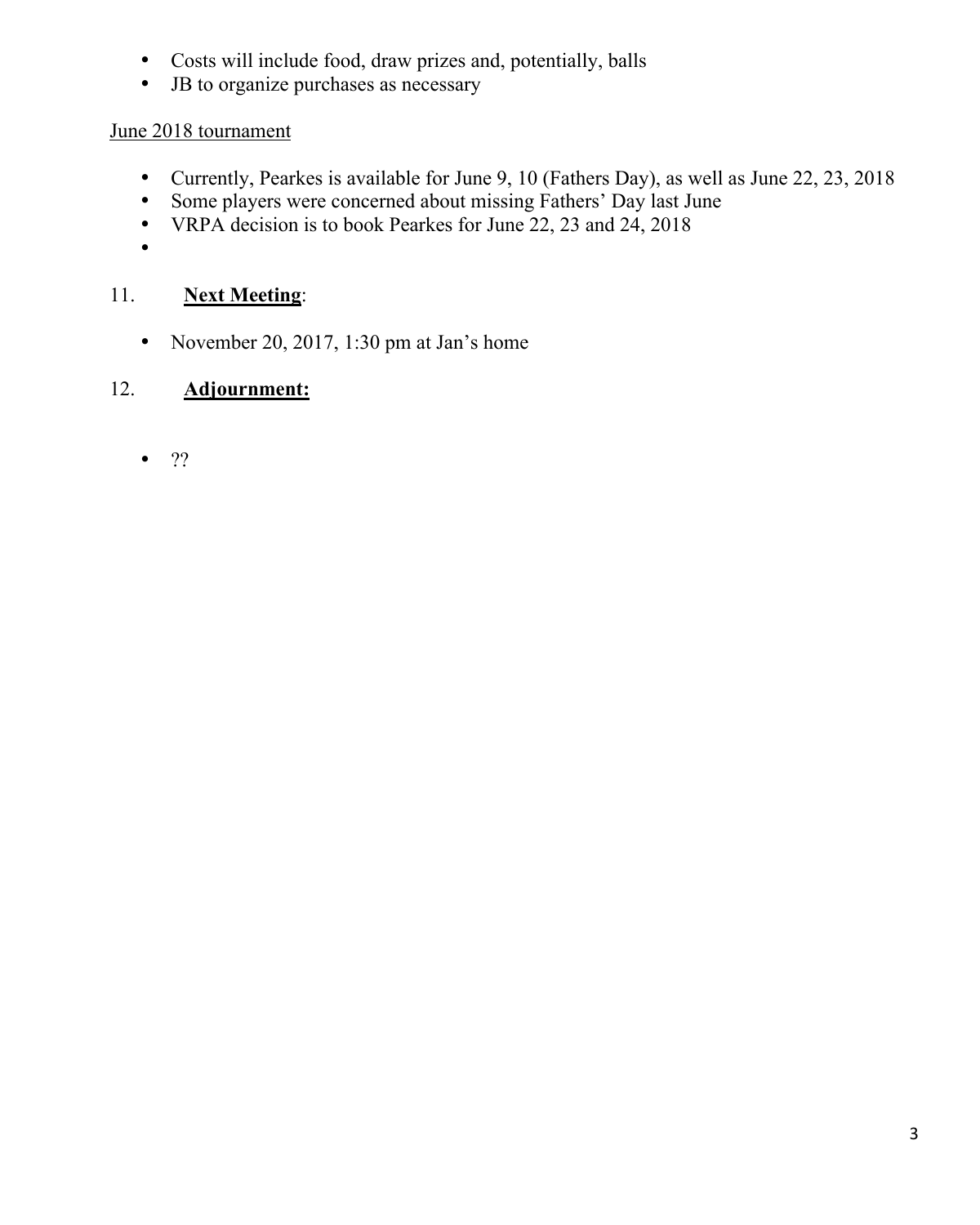- Costs will include food, draw prizes and, potentially, balls
- JB to organize purchases as necessary

June 2018 tournament

- Currently, Pearkes is available for June 9, 10 (Fathers Day), as well as June 22, 23, 2018
- Some players were concerned about missing Fathers' Day last June
- VRPA decision is to book Pearkes for June 22, 23 and 24, 2018
-

11. **Next Meeting**:

- November 20, 2017, 1:30 pm at Jan's home

12. **Adjournment:**

- ??